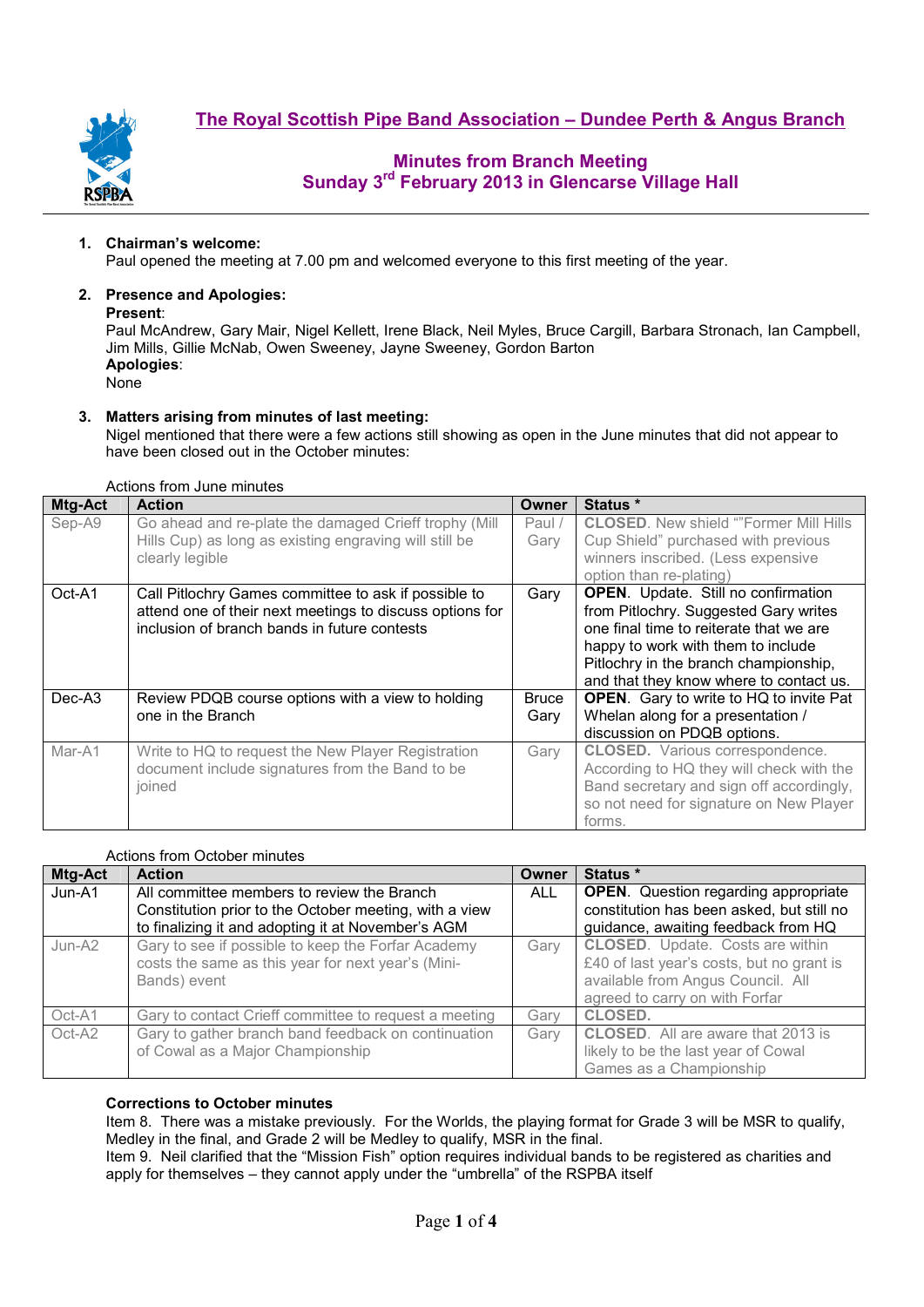# The Royal Scottish Pipe Band Association – Dundee Perth & Angus Branch

## Minutes from Branch Meeting
## Sunday 3rd February 2013 in Glencarse Village Hall

1. **Chairman's welcome:**
   Paul opened the meeting at 7.00 pm and welcomed everyone to this first meeting of the year.

2. **Presence and Apologies:**
   **Present**:
   Paul McAndrew, Gary Mair, Nigel Kellett, Irene Black, Neil Myles, Bruce Cargill, Barbara Stronach, Ian Campbell, Jim Mills, Gillie McNab, Owen Sweeney, Jayne Sweeney, Gordon Barton
   **Apologies**:
   None

3. **Matters arising from minutes of last meeting:**
   Nigel mentioned that there were a few actions still showing as open in the June minutes that did not appear to have been closed out in the October minutes:

Actions from June minutes

| Mtg-Act | Action | Owner | Status * |
|---|---|---|---|
| Sep-A9 | Go ahead and re-plate the damaged Crieff trophy (Mill Hills Cup) as long as existing engraving will still be clearly legible | Paul / Gary | **CLOSED**. New shield ""Former Mill Hills Cup Shield" purchased with previous winners inscribed. (Less expensive option than re-plating) |
| Oct-A1 | Call Pitlochry Games committee to ask if possible to attend one of their next meetings to discuss options for inclusion of branch bands in future contests | Gary | **OPEN**. Update. Still no confirmation from Pitlochry. Suggested Gary writes one final time to reiterate that we are happy to work with them to include Pitlochry in the branch championship, and that they know where to contact us. |
| Dec-A3 | Review PDQB course options with a view to holding one in the Branch | Bruce Gary | **OPEN**. Gary to write to HQ to invite Pat Whelan along for a presentation / discussion on PDQB options. |
| Mar-A1 | Write to HQ to request the New Player Registration document include signatures from the Band to be joined | Gary | **CLOSED.** Various correspondence. According to HQ they will check with the Band secretary and sign off accordingly, so not need for signature on New Player forms. |

Actions from October minutes

| Mtg-Act | Action | Owner | Status * |
|---|---|---|---|
| Jun-A1 | All committee members to review the Branch Constitution prior to the October meeting, with a view to finalizing it and adopting it at November's AGM | ALL | **OPEN**. Question regarding appropriate constitution has been asked, but still no guidance, awaiting feedback from HQ |
| Jun-A2 | Gary to see if possible to keep the Forfar Academy costs the same as this year for next year's (Mini-Bands) event | Gary | **CLOSED**. Update. Costs are within £40 of last year's costs, but no grant is available from Angus Council. All agreed to carry on with Forfar |
| Oct-A1 | Gary to contact Crieff committee to request a meeting | Gary | **CLOSED.** |
| Oct-A2 | Gary to gather branch band feedback on continuation of Cowal as a Major Championship | Gary | **CLOSED**. All are aware that 2013 is likely to be the last year of Cowal Games as a Championship |

**Corrections to October minutes**

Item 8. There was a mistake previously. For the Worlds, the playing format for Grade 3 will be MSR to qualify, Medley in the final, and Grade 2 will be Medley to qualify, MSR in the final.

Item 9. Neil clarified that the "Mission Fish" option requires individual bands to be registered as charities and apply for themselves – they cannot apply under the "umbrella" of the RSPBA itself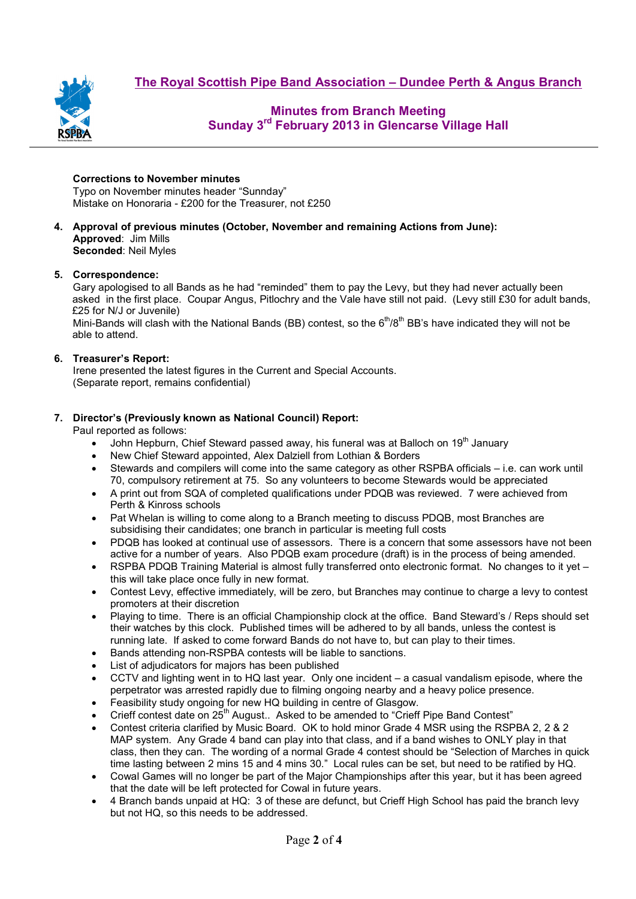# The Royal Scottish Pipe Band Association – Dundee Perth & Angus Branch

## Minutes from Branch Meeting
## Sunday 3rd February 2013 in Glencarse Village Hall

**Corrections to November minutes**
Typo on November minutes header "Sunnday"
Mistake on Honoraria - £200 for the Treasurer, not £250

4. **Approval of previous minutes (October, November and remaining Actions from June):**
**Approved**: Jim Mills
**Seconded**: Neil Myles

5. **Correspondence:**
Gary apologised to all Bands as he had "reminded" them to pay the Levy, but they had never actually been asked in the first place. Coupar Angus, Pitlochry and the Vale have still not paid. (Levy still £30 for adult bands, £25 for N/J or Juvenile)
Mini-Bands will clash with the National Bands (BB) contest, so the 6th/8th BB's have indicated they will not be able to attend.

6. **Treasurer's Report:**
Irene presented the latest figures in the Current and Special Accounts.
(Separate report, remains confidential)

7. **Director's (Previously known as National Council) Report:**
Paul reported as follows:
   - John Hepburn, Chief Steward passed away, his funeral was at Balloch on 19th January
   - New Chief Steward appointed, Alex Dalziell from Lothian & Borders
   - Stewards and compilers will come into the same category as other RSPBA officials – i.e. can work until 70, compulsory retirement at 75. So any volunteers to become Stewards would be appreciated
   - A print out from SQA of completed qualifications under PDQB was reviewed. 7 were achieved from Perth & Kinross schools
   - Pat Whelan is willing to come along to a Branch meeting to discuss PDQB, most Branches are subsidising their candidates; one branch in particular is meeting full costs
   - PDQB has looked at continual use of assessors. There is a concern that some assessors have not been active for a number of years. Also PDQB exam procedure (draft) is in the process of being amended.
   - RSPBA PDQB Training Material is almost fully transferred onto electronic format. No changes to it yet – this will take place once fully in new format.
   - Contest Levy, effective immediately, will be zero, but Branches may continue to charge a levy to contest promoters at their discretion
   - Playing to time. There is an official Championship clock at the office. Band Steward's / Reps should set their watches by this clock. Published times will be adhered to by all bands, unless the contest is running late. If asked to come forward Bands do not have to, but can play to their times.
   - Bands attending non-RSPBA contests will be liable to sanctions.
   - List of adjudicators for majors has been published
   - CCTV and lighting went in to HQ last year. Only one incident – a casual vandalism episode, where the perpetrator was arrested rapidly due to filming ongoing nearby and a heavy police presence.
   - Feasibility study ongoing for new HQ building in centre of Glasgow.
   - Crieff contest date on 25th August.. Asked to be amended to "Crieff Pipe Band Contest"
   - Contest criteria clarified by Music Board. OK to hold minor Grade 4 MSR using the RSPBA 2, 2 & 2 MAP system. Any Grade 4 band can play into that class, and if a band wishes to ONLY play in that class, then they can. The wording of a normal Grade 4 contest should be "Selection of Marches in quick time lasting between 2 mins 15 and 4 mins 30." Local rules can be set, but need to be ratified by HQ.
   - Cowal Games will no longer be part of the Major Championships after this year, but it has been agreed that the date will be left protected for Cowal in future years.
   - 4 Branch bands unpaid at HQ: 3 of these are defunct, but Crieff High School has paid the branch levy but not HQ, so this needs to be addressed.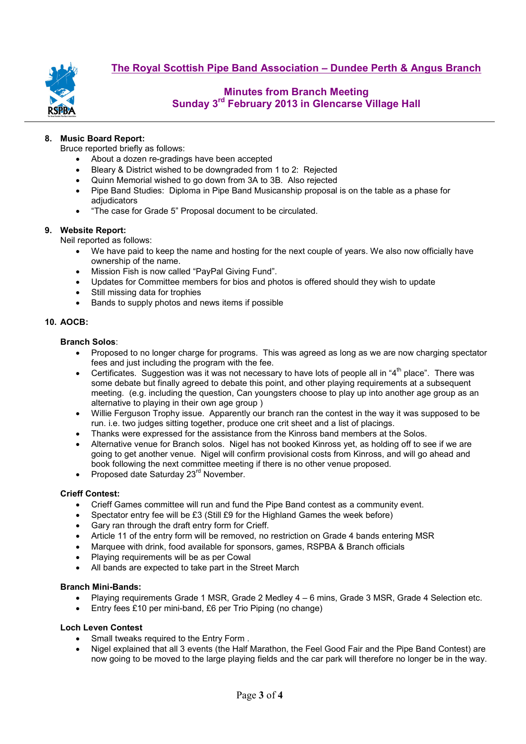# The Royal Scottish Pipe Band Association – Dundee Perth & Angus Branch

## Minutes from Branch Meeting
## Sunday 3rd February 2013 in Glencarse Village Hall

**8. Music Board Report:**

Bruce reported briefly as follows:

- About a dozen re-gradings have been accepted
- Bleary & District wished to be downgraded from 1 to 2: Rejected
- Quinn Memorial wished to go down from 3A to 3B. Also rejected
- Pipe Band Studies: Diploma in Pipe Band Musicanship proposal is on the table as a phase for adjudicators
- "The case for Grade 5" Proposal document to be circulated.

**9. Website Report:**

Neil reported as follows:

- We have paid to keep the name and hosting for the next couple of years. We also now officially have ownership of the name.
- Mission Fish is now called "PayPal Giving Fund".
- Updates for Committee members for bios and photos is offered should they wish to update
- Still missing data for trophies
- Bands to supply photos and news items if possible

**10. AOCB:**

**Branch Solos**:

- Proposed to no longer charge for programs. This was agreed as long as we are now charging spectator fees and just including the program with the fee.
- Certificates. Suggestion was it was not necessary to have lots of people all in "4th place". There was some debate but finally agreed to debate this point, and other playing requirements at a subsequent meeting. (e.g. including the question, Can youngsters choose to play up into another age group as an alternative to playing in their own age group )
- Willie Ferguson Trophy issue. Apparently our branch ran the contest in the way it was supposed to be run. i.e. two judges sitting together, produce one crit sheet and a list of placings.
- Thanks were expressed for the assistance from the Kinross band members at the Solos.
- Alternative venue for Branch solos. Nigel has not booked Kinross yet, as holding off to see if we are going to get another venue. Nigel will confirm provisional costs from Kinross, and will go ahead and book following the next committee meeting if there is no other venue proposed.
- Proposed date Saturday 23rd November.

**Crieff Contest:**

- Crieff Games committee will run and fund the Pipe Band contest as a community event.
- Spectator entry fee will be £3 (Still £9 for the Highland Games the week before)
- Gary ran through the draft entry form for Crieff.
- Article 11 of the entry form will be removed, no restriction on Grade 4 bands entering MSR
- Marquee with drink, food available for sponsors, games, RSPBA & Branch officials
- Playing requirements will be as per Cowal
- All bands are expected to take part in the Street March

**Branch Mini-Bands:**

- Playing requirements Grade 1 MSR, Grade 2 Medley 4 – 6 mins, Grade 3 MSR, Grade 4 Selection etc.
- Entry fees £10 per mini-band, £6 per Trio Piping (no change)

**Loch Leven Contest**

- Small tweaks required to the Entry Form .
- Nigel explained that all 3 events (the Half Marathon, the Feel Good Fair and the Pipe Band Contest) are now going to be moved to the large playing fields and the car park will therefore no longer be in the way.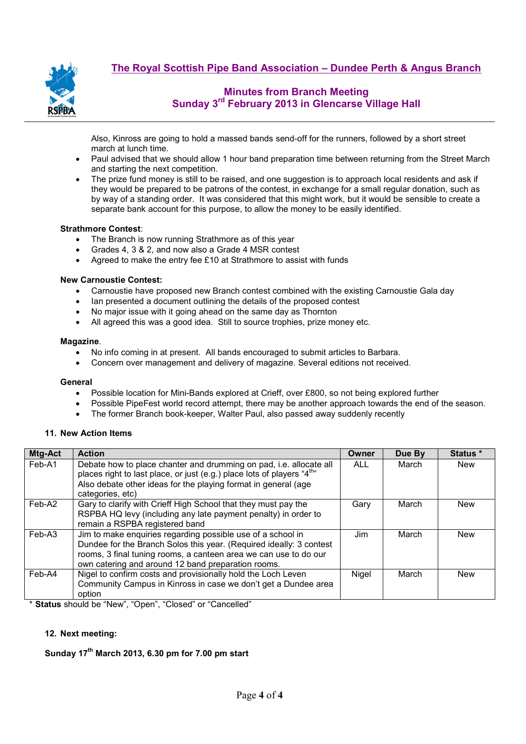Also, Kinross are going to hold a massed bands send-off for the runners, followed by a short street march at lunch time.

- Paul advised that we should allow 1 hour band preparation time between returning from the Street March and starting the next competition.
- The prize fund money is still to be raised, and one suggestion is to approach local residents and ask if they would be prepared to be patrons of the contest, in exchange for a small regular donation, such as by way of a standing order. It was considered that this might work, but it would be sensible to create a separate bank account for this purpose, to allow the money to be easily identified.

**Strathmore Contest**:

- The Branch is now running Strathmore as of this year
- Grades 4, 3 & 2, and now also a Grade 4 MSR contest
- Agreed to make the entry fee £10 at Strathmore to assist with funds

**New Carnoustie Contest:**

- Carnoustie have proposed new Branch contest combined with the existing Carnoustie Gala day
- Ian presented a document outlining the details of the proposed contest
- No major issue with it going ahead on the same day as Thornton
- All agreed this was a good idea. Still to source trophies, prize money etc.

**Magazine**.

- No info coming in at present. All bands encouraged to submit articles to Barbara.
- Concern over management and delivery of magazine. Several editions not received.

**General**

- Possible location for Mini-Bands explored at Crieff, over £800, so not being explored further
- Possible PipeFest world record attempt, there may be another approach towards the end of the season.
- The former Branch book-keeper, Walter Paul, also passed away suddenly recently

## 11. New Action Items

| Mtg-Act | Action | Owner | Due By | Status * |
|---|---|---|---|---|
| Feb-A1 | Debate how to place chanter and drumming on pad, i.e. allocate all places right to last place, or just (e.g.) place lots of players "4th" Also debate other ideas for the playing format in general (age categories, etc) | ALL | March | New |
| Feb-A2 | Gary to clarify with Crieff High School that they must pay the RSPBA HQ levy (including any late payment penalty) in order to remain a RSPBA registered band | Gary | March | New |
| Feb-A3 | Jim to make enquiries regarding possible use of a school in Dundee for the Branch Solos this year. (Required ideally: 3 contest rooms, 3 final tuning rooms, a canteen area we can use to do our own catering and around 12 band preparation rooms. | Jim | March | New |
| Feb-A4 | Nigel to confirm costs and provisionally hold the Loch Leven Community Campus in Kinross in case we don't get a Dundee area option | Nigel | March | New |

* **Status** should be "New", "Open", "Closed" or "Cancelled"

## 12. Next meeting:

**Sunday 17th March 2013, 6.30 pm for 7.00 pm start**